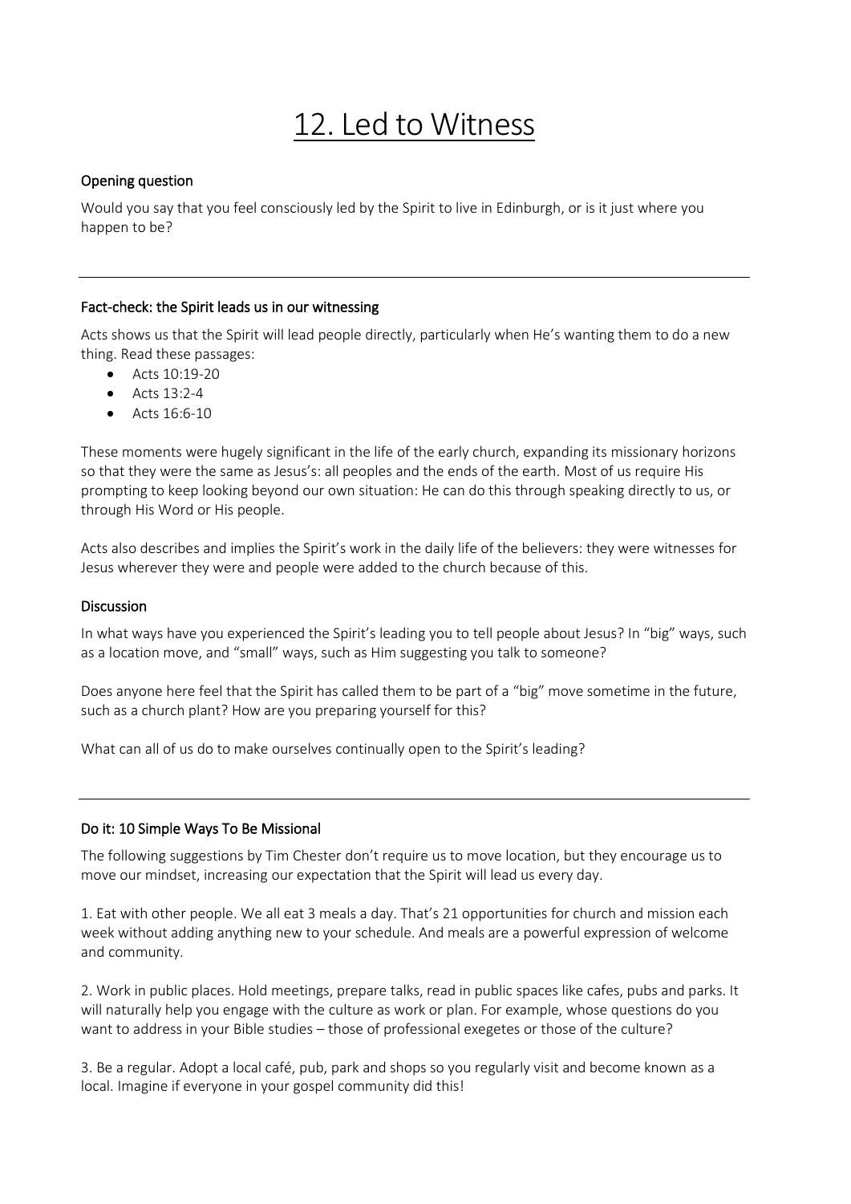# 12. Led to Witness

### Opening question

Would you say that you feel consciously led by the Spirit to live in Edinburgh, or is it just where you happen to be?

---

### Fact-check: the Spirit leads us in our witnessing

Acts shows us that the Spirit will lead people directly, particularly when He's wanting them to do a new thing. Read these passages:

- Acts 10:19-20
- Acts 13:2-4
- Acts 16:6-10

These moments were hugely significant in the life of the early church, expanding its missionary horizons so that they were the same as Jesus's: all peoples and the ends of the earth. Most of us require His prompting to keep looking beyond our own situation: He can do this through speaking directly to us, or through His Word or His people.

Acts also describes and implies the Spirit's work in the daily life of the believers: they were witnesses for Jesus wherever they were and people were added to the church because of this.

### Discussion

In what ways have you experienced the Spirit's leading you to tell people about Jesus? In "big" ways, such as a location move, and "small" ways, such as Him suggesting you talk to someone?

Does anyone here feel that the Spirit has called them to be part of a "big" move sometime in the future, such as a church plant? How are you preparing yourself for this?

What can all of us do to make ourselves continually open to the Spirit's leading?

---

### Do it: 10 Simple Ways To Be Missional

The following suggestions by Tim Chester don't require us to move location, but they encourage us to move our mindset, increasing our expectation that the Spirit will lead us every day.

1. Eat with other people. We all eat 3 meals a day. That's 21 opportunities for church and mission each week without adding anything new to your schedule. And meals are a powerful expression of welcome and community.

2. Work in public places. Hold meetings, prepare talks, read in public spaces like cafes, pubs and parks. It will naturally help you engage with the culture as work or plan. For example, whose questions do you want to address in your Bible studies – those of professional exegetes or those of the culture?

3. Be a regular. Adopt a local café, pub, park and shops so you regularly visit and become known as a local. Imagine if everyone in your gospel community did this!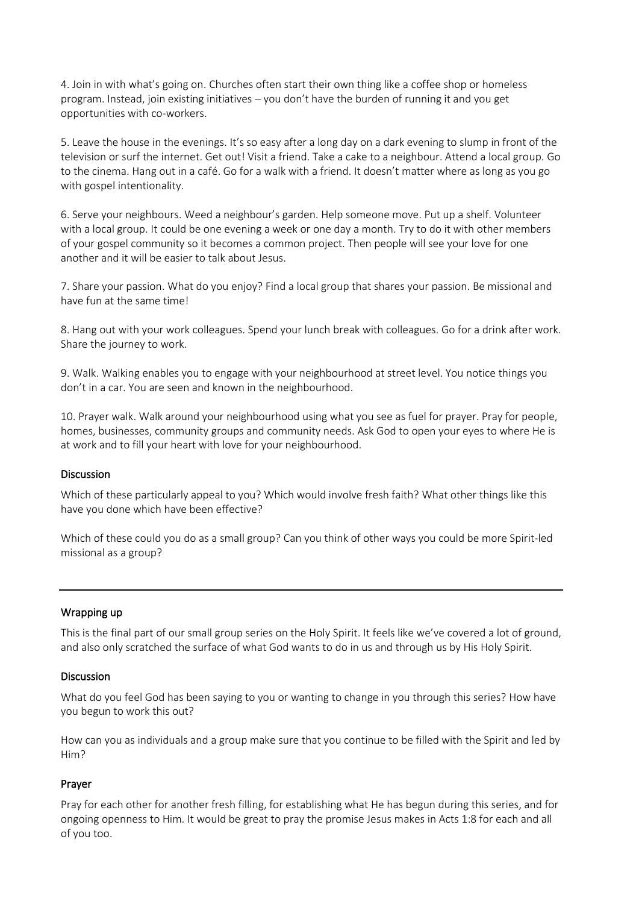4. Join in with what's going on. Churches often start their own thing like a coffee shop or homeless program. Instead, join existing initiatives – you don't have the burden of running it and you get opportunities with co-workers.

5. Leave the house in the evenings. It's so easy after a long day on a dark evening to slump in front of the television or surf the internet. Get out! Visit a friend. Take a cake to a neighbour. Attend a local group. Go to the cinema. Hang out in a café. Go for a walk with a friend. It doesn't matter where as long as you go with gospel intentionality.

6. Serve your neighbours. Weed a neighbour's garden. Help someone move. Put up a shelf. Volunteer with a local group. It could be one evening a week or one day a month. Try to do it with other members of your gospel community so it becomes a common project. Then people will see your love for one another and it will be easier to talk about Jesus.

7. Share your passion. What do you enjoy? Find a local group that shares your passion. Be missional and have fun at the same time!

8. Hang out with your work colleagues. Spend your lunch break with colleagues. Go for a drink after work. Share the journey to work.

9. Walk. Walking enables you to engage with your neighbourhood at street level. You notice things you don't in a car. You are seen and known in the neighbourhood.

10. Prayer walk. Walk around your neighbourhood using what you see as fuel for prayer. Pray for people, homes, businesses, community groups and community needs. Ask God to open your eyes to where He is at work and to fill your heart with love for your neighbourhood.

### Discussion

Which of these particularly appeal to you? Which would involve fresh faith? What other things like this have you done which have been effective?

Which of these could you do as a small group? Can you think of other ways you could be more Spirit-led missional as a group?

---

### Wrapping up

This is the final part of our small group series on the Holy Spirit. It feels like we've covered a lot of ground, and also only scratched the surface of what God wants to do in us and through us by His Holy Spirit.

### Discussion

What do you feel God has been saying to you or wanting to change in you through this series? How have you begun to work this out?

How can you as individuals and a group make sure that you continue to be filled with the Spirit and led by Him?

### Prayer

Pray for each other for another fresh filling, for establishing what He has begun during this series, and for ongoing openness to Him. It would be great to pray the promise Jesus makes in Acts 1:8 for each and all of you too.